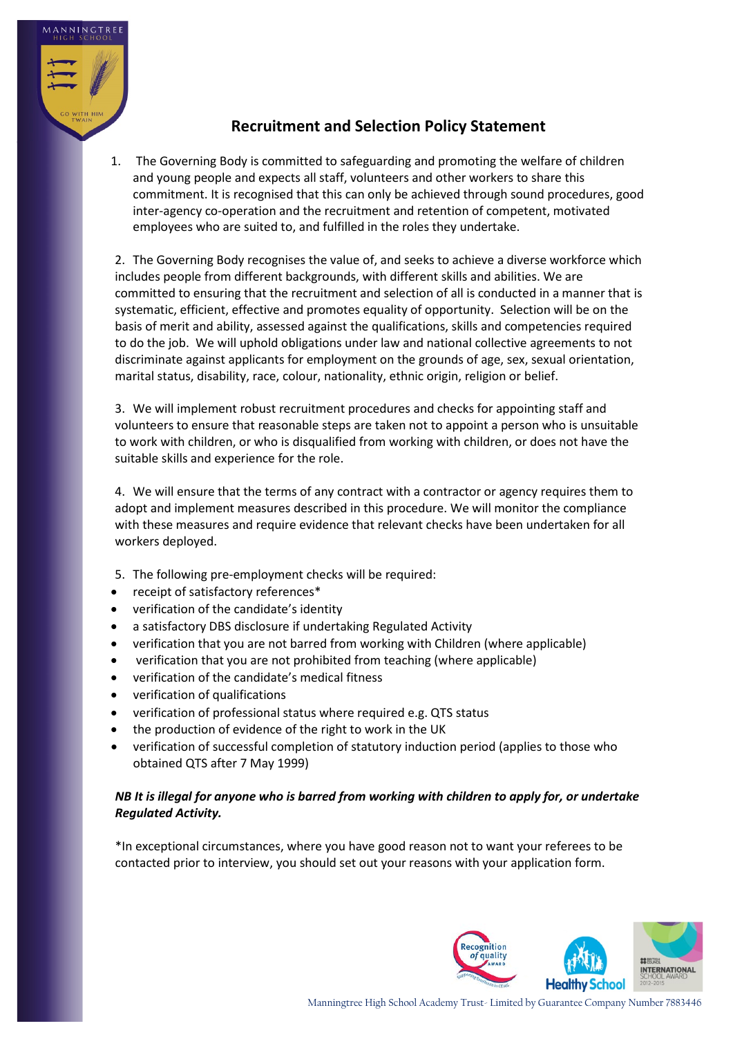# Recruitment and Selection Policy Statement

1. The Governing Body is committed to safeguarding and promoting the welfare of children and young people and expects all staff, volunteers and other workers to share this commitment. It is recognised that this can only be achieved through sound procedures, good inter-agency co-operation and the recruitment and retention of competent, motivated employees who are suited to, and fulfilled in the roles they undertake.

2. The Governing Body recognises the value of, and seeks to achieve a diverse workforce which includes people from different backgrounds, with different skills and abilities. We are committed to ensuring that the recruitment and selection of all is conducted in a manner that is systematic, efficient, effective and promotes equality of opportunity. Selection will be on the basis of merit and ability, assessed against the qualifications, skills and competencies required to do the job. We will uphold obligations under law and national collective agreements to not discriminate against applicants for employment on the grounds of age, sex, sexual orientation, marital status, disability, race, colour, nationality, ethnic origin, religion or belief.

3. We will implement robust recruitment procedures and checks for appointing staff and volunteers to ensure that reasonable steps are taken not to appoint a person who is unsuitable to work with children, or who is disqualified from working with children, or does not have the suitable skills and experience for the role.

4. We will ensure that the terms of any contract with a contractor or agency requires them to adopt and implement measures described in this procedure. We will monitor the compliance with these measures and require evidence that relevant checks have been undertaken for all workers deployed.

5. The following pre-employment checks will be required:

- receipt of satisfactory references*
- verification of the candidate's identity
- a satisfactory DBS disclosure if undertaking Regulated Activity
- verification that you are not barred from working with Children (where applicable)
- verification that you are not prohibited from teaching (where applicable)
- verification of the candidate's medical fitness
- verification of qualifications
- verification of professional status where required e.g. QTS status
- the production of evidence of the right to work in the UK
- verification of successful completion of statutory induction period (applies to those who obtained QTS after 7 May 1999)

***NB It is illegal for anyone who is barred from working with children to apply for, or undertake Regulated Activity.***

*In exceptional circumstances, where you have good reason not to want your referees to be contacted prior to interview, you should set out your reasons with your application form.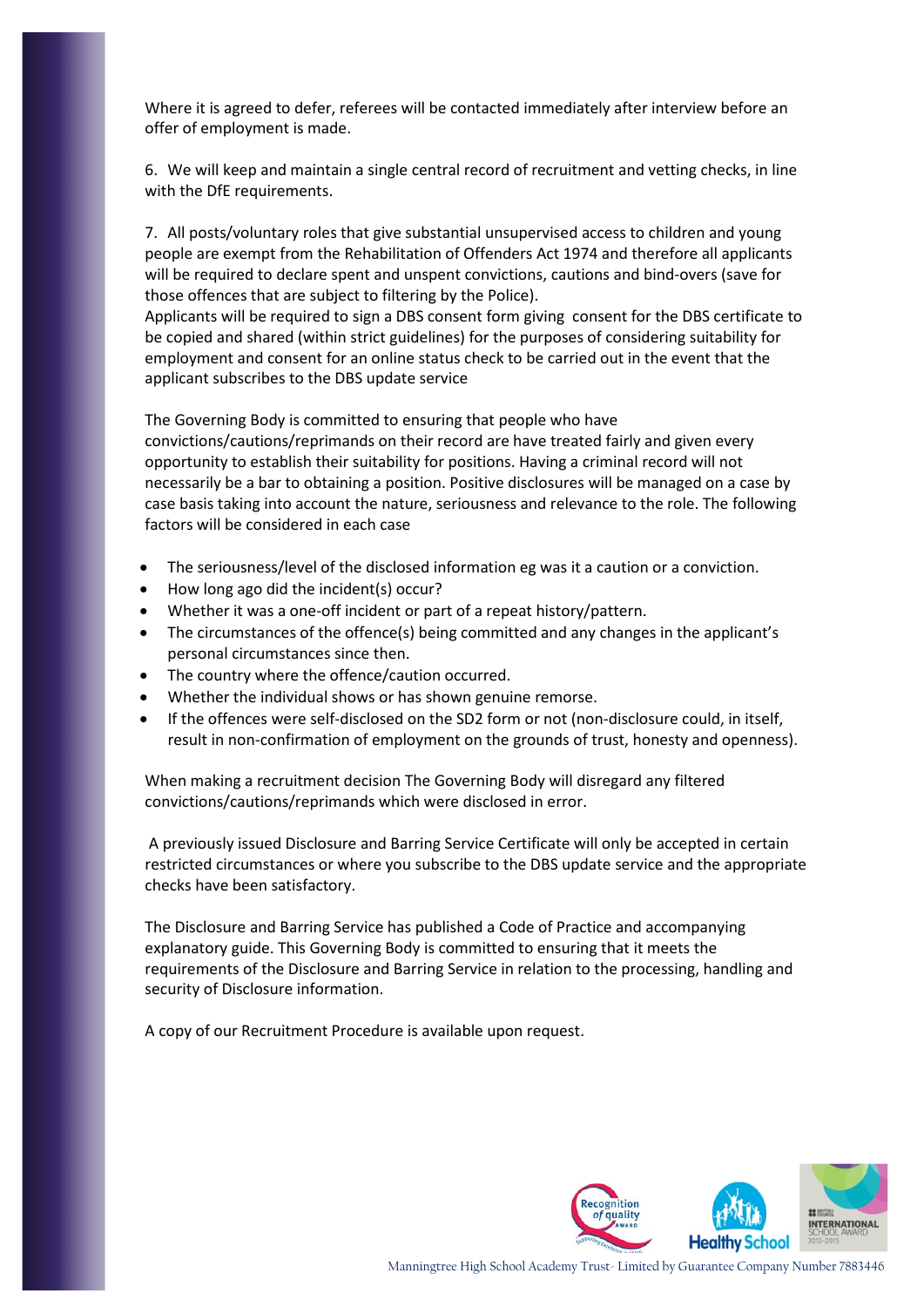Where it is agreed to defer, referees will be contacted immediately after interview before an offer of employment is made.

6. We will keep and maintain a single central record of recruitment and vetting checks, in line with the DfE requirements.

7. All posts/voluntary roles that give substantial unsupervised access to children and young people are exempt from the Rehabilitation of Offenders Act 1974 and therefore all applicants will be required to declare spent and unspent convictions, cautions and bind-overs (save for those offences that are subject to filtering by the Police).
Applicants will be required to sign a DBS consent form giving consent for the DBS certificate to be copied and shared (within strict guidelines) for the purposes of considering suitability for employment and consent for an online status check to be carried out in the event that the applicant subscribes to the DBS update service

The Governing Body is committed to ensuring that people who have convictions/cautions/reprimands on their record are have treated fairly and given every opportunity to establish their suitability for positions. Having a criminal record will not necessarily be a bar to obtaining a position. Positive disclosures will be managed on a case by case basis taking into account the nature, seriousness and relevance to the role. The following factors will be considered in each case

- The seriousness/level of the disclosed information eg was it a caution or a conviction.
- How long ago did the incident(s) occur?
- Whether it was a one-off incident or part of a repeat history/pattern.
- The circumstances of the offence(s) being committed and any changes in the applicant's personal circumstances since then.
- The country where the offence/caution occurred.
- Whether the individual shows or has shown genuine remorse.
- If the offences were self-disclosed on the SD2 form or not (non-disclosure could, in itself, result in non-confirmation of employment on the grounds of trust, honesty and openness).

When making a recruitment decision The Governing Body will disregard any filtered convictions/cautions/reprimands which were disclosed in error.

A previously issued Disclosure and Barring Service Certificate will only be accepted in certain restricted circumstances or where you subscribe to the DBS update service and the appropriate checks have been satisfactory.

The Disclosure and Barring Service has published a Code of Practice and accompanying explanatory guide. This Governing Body is committed to ensuring that it meets the requirements of the Disclosure and Barring Service in relation to the processing, handling and security of Disclosure information.

A copy of our Recruitment Procedure is available upon request.